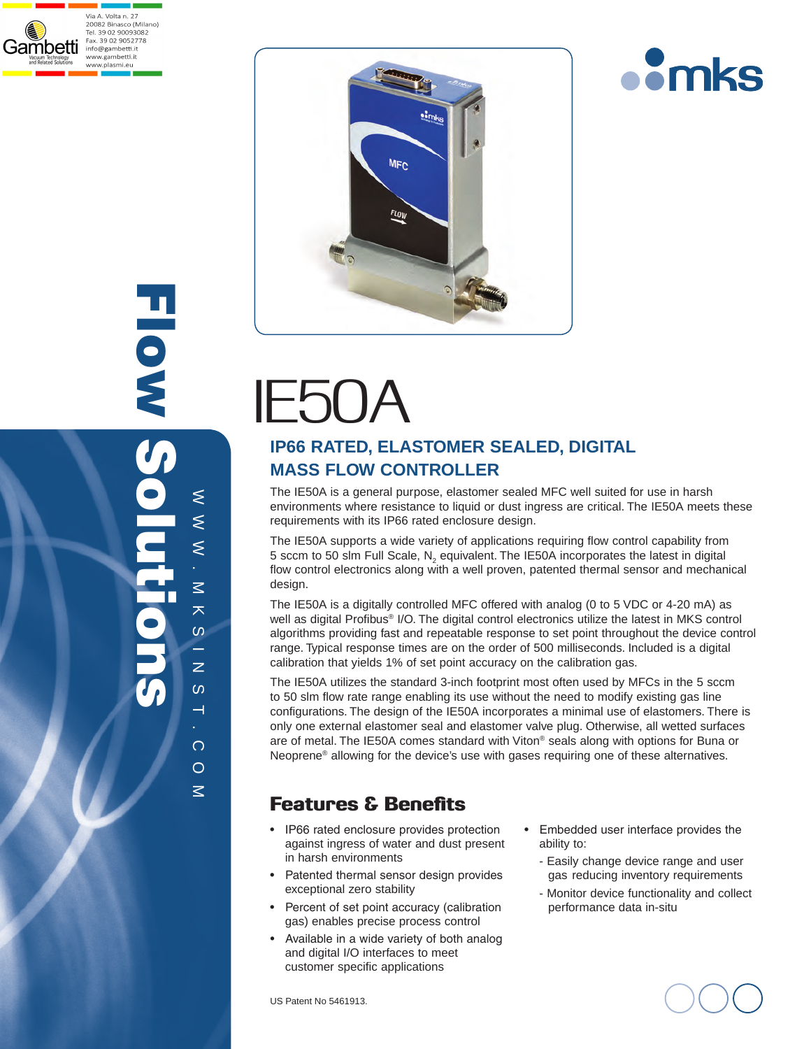Gambetti
Vacuum Technology and Related Solutions

Via A. Volta n. 27
20082 Binasco (Milano)
Tel. 39 02 90093082
Fax. 39 02 9052778
info@gambetti.it
www.gambetti.it
www.plasmi.eu

mks

Flow Solutions

WWW.MKSINST.COM

# IE50A

## IP66 RATED, ELASTOMER SEALED, DIGITAL MASS FLOW CONTROLLER

The IE50A is a general purpose, elastomer sealed MFC well suited for use in harsh environments where resistance to liquid or dust ingress are critical. The IE50A meets these requirements with its IP66 rated enclosure design.

The IE50A supports a wide variety of applications requiring flow control capability from 5 sccm to 50 slm Full Scale, $N_2$ equivalent. The IE50A incorporates the latest in digital flow control electronics along with a well proven, patented thermal sensor and mechanical design.

The IE50A is a digitally controlled MFC offered with analog (0 to 5 VDC or 4-20 mA) as well as digital Profibus® I/O. The digital control electronics utilize the latest in MKS control algorithms providing fast and repeatable response to set point throughout the device control range. Typical response times are on the order of 500 milliseconds. Included is a digital calibration that yields 1% of set point accuracy on the calibration gas.

The IE50A utilizes the standard 3-inch footprint most often used by MFCs in the 5 sccm to 50 slm flow rate range enabling its use without the need to modify existing gas line configurations. The design of the IE50A incorporates a minimal use of elastomers. There is only one external elastomer seal and elastomer valve plug. Otherwise, all wetted surfaces are of metal. The IE50A comes standard with Viton® seals along with options for Buna or Neoprene® allowing for the device's use with gases requiring one of these alternatives.

## Features & Benefits

- IP66 rated enclosure provides protection against ingress of water and dust present in harsh environments
- Patented thermal sensor design provides exceptional zero stability
- Percent of set point accuracy (calibration gas) enables precise process control
- Available in a wide variety of both analog and digital I/O interfaces to meet customer specific applications
- Embedded user interface provides the ability to:
  - Easily change device range and user gas reducing inventory requirements
  - Monitor device functionality and collect performance data in-situ

US Patent No 5461913.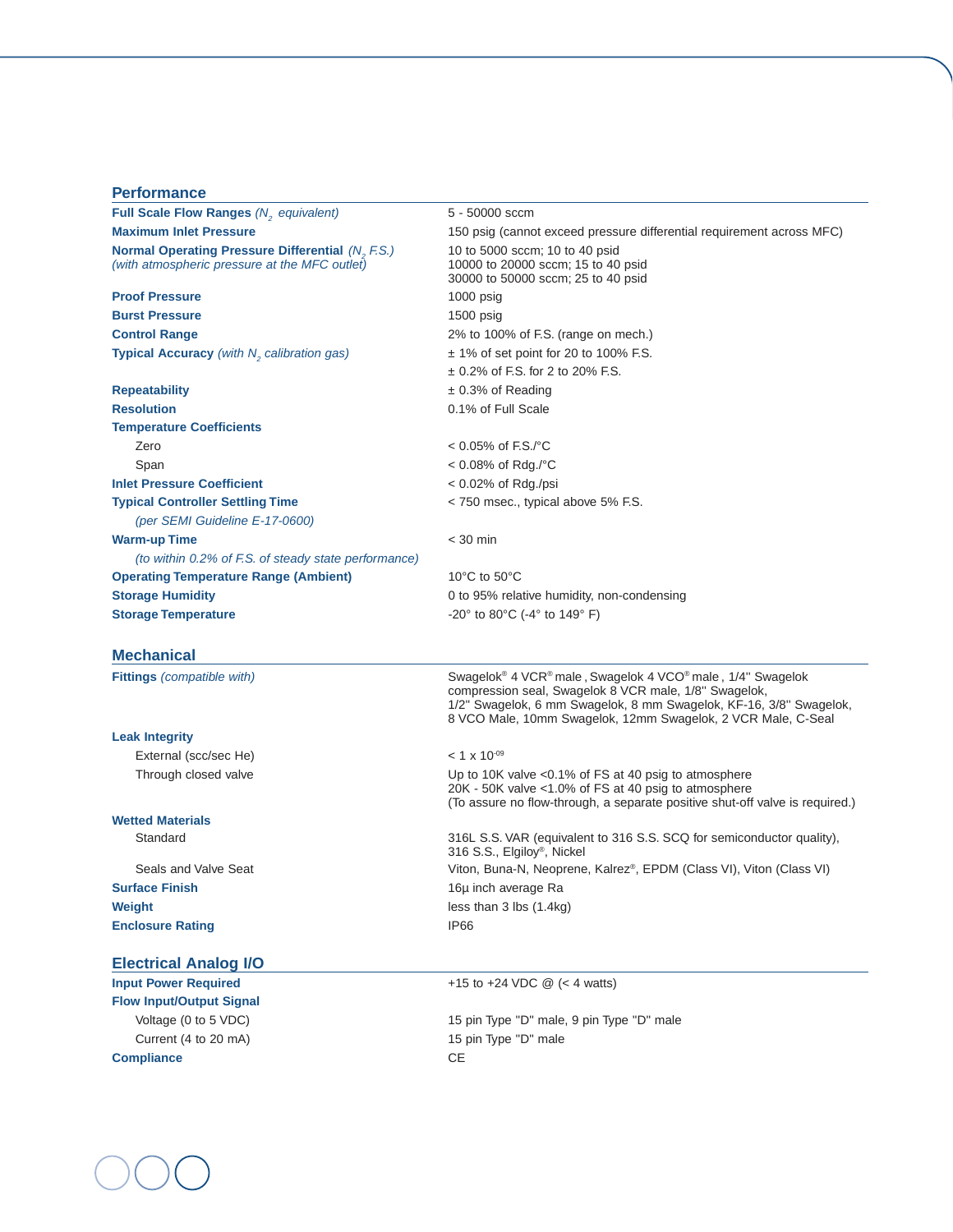## Performance

| | |
|---|---|
| **Full Scale Flow Ranges** *($N_2$ equivalent)* | 5 - 50000 sccm |
| **Maximum Inlet Pressure** | 150 psig (cannot exceed pressure differential requirement across MFC) |
| **Normal Operating Pressure Differential** *($N_2$ F.S.) (with atmospheric pressure at the MFC outlet)* | 10 to 5000 sccm; 10 to 40 psid<br>10000 to 20000 sccm; 15 to 40 psid<br>30000 to 50000 sccm; 25 to 40 psid |
| **Proof Pressure** | 1000 psig |
| **Burst Pressure** | 1500 psig |
| **Control Range** | 2% to 100% of F.S. (range on mech.) |
| **Typical Accuracy** *(with $N_2$ calibration gas)* | ± 1% of set point for 20 to 100% F.S.<br>± 0.2% of F.S. for 2 to 20% F.S. |
| **Repeatability** | ± 0.3% of Reading |
| **Resolution** | 0.1% of Full Scale |
| **Temperature Coefficients** | |
| Zero | < 0.05% of F.S./°C |
| Span | < 0.08% of Rdg./°C |
| **Inlet Pressure Coefficient** | < 0.02% of Rdg./psi |
| **Typical Controller Settling Time** *(per SEMI Guideline E-17-0600)* | < 750 msec., typical above 5% F.S. |
| **Warm-up Time** *(to within 0.2% of F.S. of steady state performance)* | < 30 min |
| **Operating Temperature Range (Ambient)** | 10°C to 50°C |
| **Storage Humidity** | 0 to 95% relative humidity, non-condensing |
| **Storage Temperature** | -20° to 80°C (-4° to 149° F) |

## Mechanical

| | |
|---|---|
| **Fittings** *(compatible with)* | Swagelok® 4 VCR® male , Swagelok 4 VCO® male , 1/4" Swagelok compression seal, Swagelok 8 VCR male, 1/8" Swagelok, 1/2" Swagelok, 6 mm Swagelok, 8 mm Swagelok, KF-16, 3/8" Swagelok, 8 VCO Male, 10mm Swagelok, 12mm Swagelok, 2 VCR Male, C-Seal |
| **Leak Integrity** | |
| External (scc/sec He) | $< 1 \times 10^{-09}$ |
| Through closed valve | Up to 10K valve <0.1% of FS at 40 psig to atmosphere<br>20K - 50K valve <1.0% of FS at 40 psig to atmosphere<br>(To assure no flow-through, a separate positive shut-off valve is required.) |
| **Wetted Materials** | |
| Standard | 316L S.S. VAR (equivalent to 316 S.S. SCQ for semiconductor quality), 316 S.S., Elgiloy®, Nickel |
| Seals and Valve Seat | Viton, Buna-N, Neoprene, Kalrez®, EPDM (Class VI), Viton (Class VI) |
| **Surface Finish** | 16µ inch average Ra |
| **Weight** | less than 3 lbs (1.4kg) |
| **Enclosure Rating** | IP66 |

## Electrical Analog I/O

| | |
|---|---|
| **Input Power Required** | +15 to +24 VDC @ (< 4 watts) |
| **Flow Input/Output Signal** | |
| Voltage (0 to 5 VDC) | 15 pin Type "D" male, 9 pin Type "D" male |
| Current (4 to 20 mA) | 15 pin Type "D" male |
| **Compliance** | CE |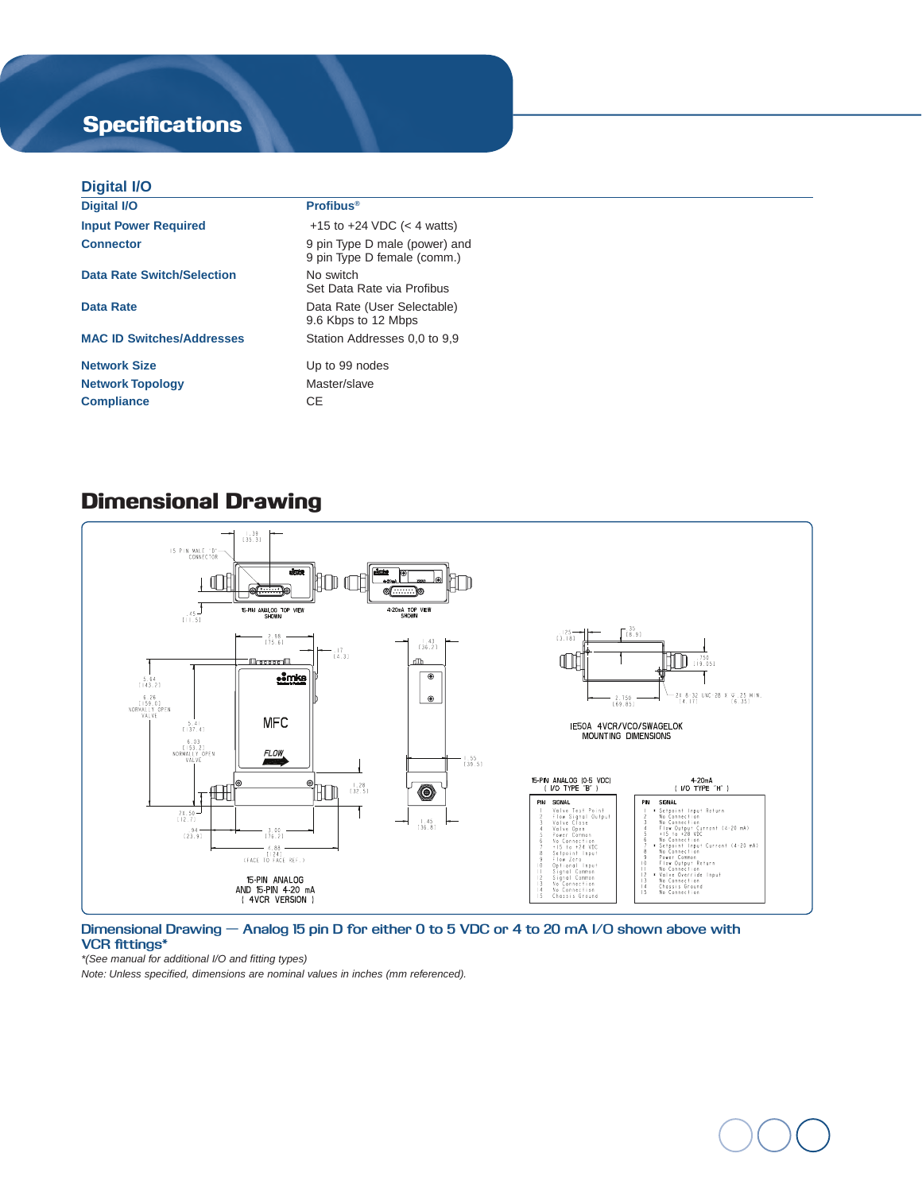# Specifications

## Digital I/O

| Digital I/O | Profibus® |
|---|---|
| Input Power Required | +15 to +24 VDC (< 4 watts) |
| Connector | 9 pin Type D male (power) and 9 pin Type D female (comm.) |
| Data Rate Switch/Selection | No switch<br>Set Data Rate via Profibus |
| Data Rate | Data Rate (User Selectable)<br>9.6 Kbps to 12 Mbps |
| MAC ID Switches/Addresses | Station Addresses 0,0 to 9,9 |
| Network Size | Up to 99 nodes |
| Network Topology | Master/slave |
| Compliance | CE |

# Dimensional Drawing

15-PIN ANALOG (0-5 VDC) I/O TYPE "B"

| PIN | SIGNAL |
|---|---|
| 1 | Valve Test Point |
| 2 | Flow Signal Output |
| 3 | Valve Close |
| 4 | Valve Open |
| 5 | Power Common |
| 6 | No Connection |
| 7 | +15 to +24 VDC |
| 8 | Setpoint Input |
| 9 | Flow Zero |
| 10 | Optional Input |
| 11 | Signal Common |
| 12 | Signal Common |
| 13 | No Connection |
| 14 | No Connection |
| 15 | Chassis Ground |

4-20mA I/O TYPE "H"

| PIN | SIGNAL |
|---|---|
| 1 | * Setpoint Input Return |
| 2 | No Connection |
| 3 | No Connection |
| 4 | Flow Output Current (4-20 mA) |
| 5 | +15 to +28 VDC |
| 6 | No Connection |
| 7 | * Setpoint Input Current (4-20 mA) |
| 8 | No Connection |
| 9 | Power Common |
| 10 | Flow Output Return |
| 11 | No Connection |
| 12 | * Valve Override Input |
| 13 | No Connection |
| 14 | Chassis Ground |
| 15 | No Connection |

**Dimensional Drawing — Analog 15 pin D for either 0 to 5 VDC or 4 to 20 mA I/O shown above with VCR fittings***

*\*(See manual for additional I/O and fitting types)*

*Note: Unless specified, dimensions are nominal values in inches (mm referenced).*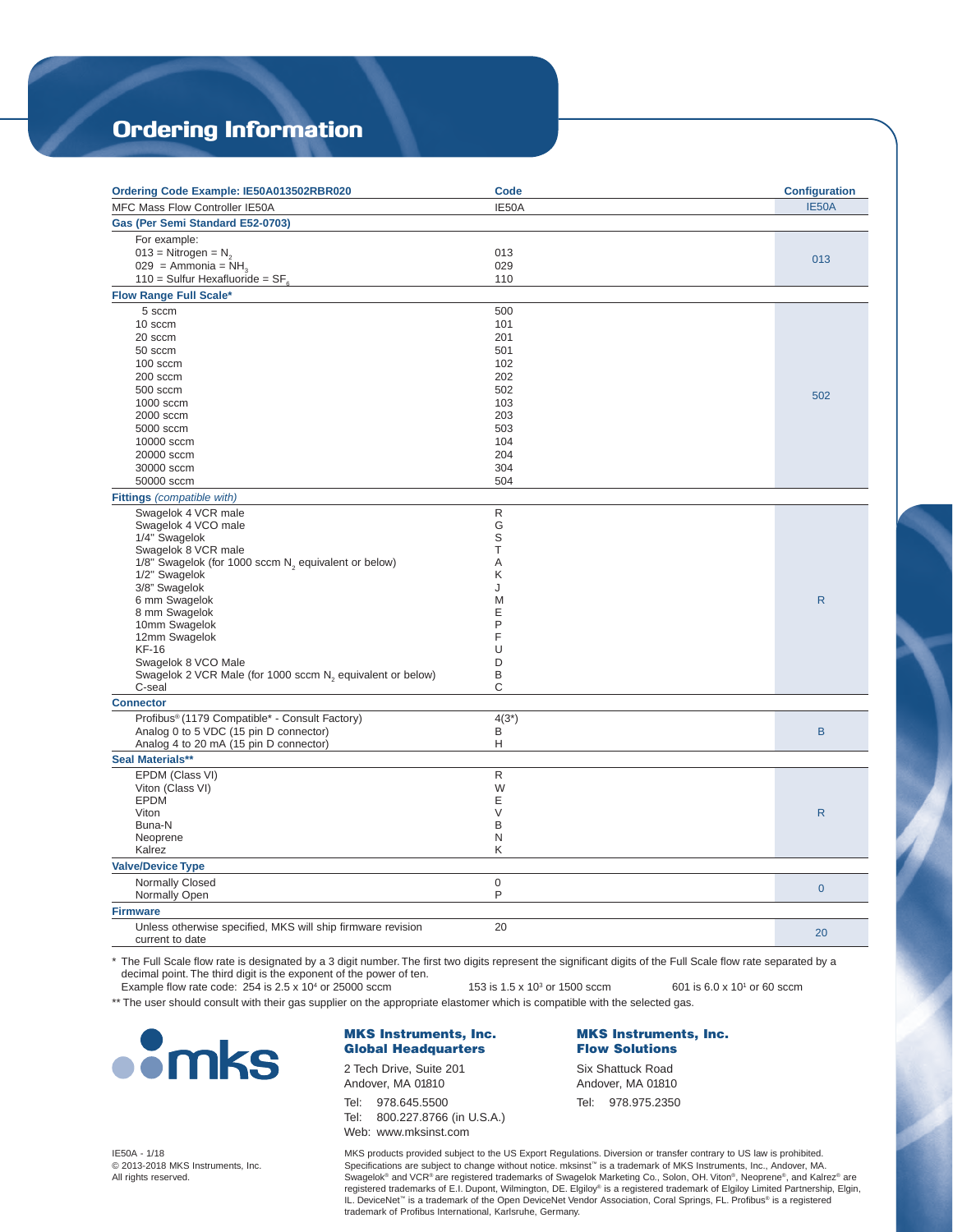## Ordering Information

| Ordering Code Example: IE50A013502RBR020 | Code | Configuration |
|---|---|---|
| MFC Mass Flow Controller IE50A | IE50A | IE50A |
| **Gas (Per Semi Standard E52-0703)** | | |
| For example: | | 013 |
| 013 = Nitrogen = $N_2$ | 013 | |
| 029 = Ammonia = $NH_3$ | 029 | |
| 110 = Sulfur Hexafluoride = $SF_6$ | 110 | |
| **Flow Range Full Scale*** | | |
| 5 sccm | 500 | 502 |
| 10 sccm | 101 | |
| 20 sccm | 201 | |
| 50 sccm | 501 | |
| 100 sccm | 102 | |
| 200 sccm | 202 | |
| 500 sccm | 502 | |
| 1000 sccm | 103 | |
| 2000 sccm | 203 | |
| 5000 sccm | 503 | |
| 10000 sccm | 104 | |
| 20000 sccm | 204 | |
| 30000 sccm | 304 | |
| 50000 sccm | 504 | |
| **Fittings** *(compatible with)* | | |
| Swagelok 4 VCR male | R | R |
| Swagelok 4 VCO male | G | |
| 1/4" Swagelok | S | |
| Swagelok 8 VCR male | T | |
| 1/8" Swagelok (for 1000 sccm $N_2$ equivalent or below) | A | |
| 1/2" Swagelok | K | |
| 3/8" Swagelok | J | |
| 6 mm Swagelok | M | |
| 8 mm Swagelok | E | |
| 10mm Swagelok | P | |
| 12mm Swagelok | F | |
| KF-16 | U | |
| Swagelok 8 VCO Male | D | |
| Swagelok 2 VCR Male (for 1000 sccm $N_2$ equivalent or below) | B | |
| C-seal | C | |
| **Connector** | | |
| Profibus® (1179 Compatible* - Consult Factory) | 4(3*) | B |
| Analog 0 to 5 VDC (15 pin D connector) | B | |
| Analog 4 to 20 mA (15 pin D connector) | H | |
| **Seal Materials**** | | |
| EPDM (Class VI) | R | R |
| Viton (Class VI) | W | |
| EPDM | E | |
| Viton | V | |
| Buna-N | B | |
| Neoprene | N | |
| Kalrez | K | |
| **Valve/Device Type** | | |
| Normally Closed | 0 | 0 |
| Normally Open | P | |
| **Firmware** | | |
| Unless otherwise specified, MKS will ship firmware revision current to date | 20 | 20 |

\* The Full Scale flow rate is designated by a 3 digit number. The first two digits represent the significant digits of the Full Scale flow rate separated by a decimal point. The third digit is the exponent of the power of ten.
Example flow rate code: 254 is $2.5 \times 10^4$ or 25000 sccm 153 is $1.5 \times 10^3$ or 1500 sccm 601 is $6.0 \times 10^1$ or 60 sccm

** The user should consult with their gas supplier on the appropriate elastomer which is compatible with the selected gas.

mks

**MKS Instruments, Inc.**
**Global Headquarters**

2 Tech Drive, Suite 201
Andover, MA 01810

Tel: 978.645.5500
Tel: 800.227.8766 (in U.S.A.)
Web: www.mksinst.com

**MKS Instruments, Inc.**
**Flow Solutions**

Six Shattuck Road
Andover, MA 01810

Tel: 978.975.2350

IE50A - 1/18
© 2013-2018 MKS Instruments, Inc.
All rights reserved.

MKS products provided subject to the US Export Regulations. Diversion or transfer contrary to US law is prohibited. Specifications are subject to change without notice. mksinst™ is a trademark of MKS Instruments, Inc., Andover, MA. Swagelok® and VCR® are registered trademarks of Swagelok Marketing Co., Solon, OH. Viton®, Neoprene®, and Kalrez® are registered trademarks of E.I. Dupont, Wilmington, DE. Elgiloy® is a registered trademark of Elgiloy Limited Partnership, Elgin, IL. DeviceNet™ is a trademark of the Open DeviceNet Vendor Association, Coral Springs, FL. Profibus® is a registered trademark of Profibus International, Karlsruhe, Germany.